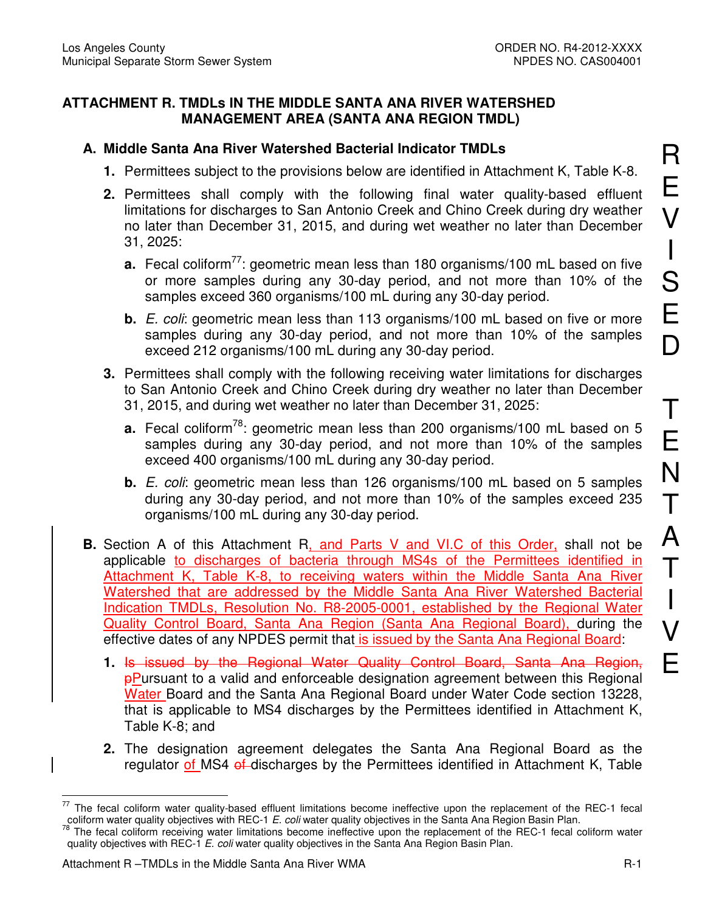## ATTACHMENT R. TMDLs IN THE MIDDLE SANTA ANA RIVER WATERSHED MANAGEMENT AREA (SANTA ANA REGION TMDL)

### A. Middle Santa Ana River Watershed Bacterial Indicator TMDLs

1. Permittees subject to the provisions below are identified in Attachment K, Table K-8.

2. Permittees shall comply with the following final water quality-based effluent limitations for discharges to San Antonio Creek and Chino Creek during dry weather no later than December 31, 2015, and during wet weather no later than December 31, 2025:

   a. Fecal coliform[77]: geometric mean less than 180 organisms/100 mL based on five or more samples during any 30-day period, and not more than 10% of the samples exceed 360 organisms/100 mL during any 30-day period.

   b. *E. coli*: geometric mean less than 113 organisms/100 mL based on five or more samples during any 30-day period, and not more than 10% of the samples exceed 212 organisms/100 mL during any 30-day period.

3. Permittees shall comply with the following receiving water limitations for discharges to San Antonio Creek and Chino Creek during dry weather no later than December 31, 2015, and during wet weather no later than December 31, 2025:

   a. Fecal coliform[78]: geometric mean less than 200 organisms/100 mL based on 5 samples during any 30-day period, and not more than 10% of the samples exceed 400 organisms/100 mL during any 30-day period.

   b. *E. coli*: geometric mean less than 126 organisms/100 mL based on 5 samples during any 30-day period, and not more than 10% of the samples exceed 235 organisms/100 mL during any 30-day period.

**B.** Section A of this Attachment R, and Parts V and VI.C of this Order, shall not be applicable to discharges of bacteria through MS4s of the Permittees identified in Attachment K, Table K-8, to receiving waters within the Middle Santa Ana River Watershed that are addressed by the Middle Santa Ana River Watershed Bacterial Indication TMDLs, Resolution No. R8-2005-0001, established by the Regional Water Quality Control Board, Santa Ana Region (Santa Ana Regional Board), during the effective dates of any NPDES permit that is issued by the Santa Ana Regional Board:

1. ~~Is issued by the Regional Water Quality Control Board, Santa Ana Region, p~~Pursuant to a valid and enforceable designation agreement between this Regional Water Board and the Santa Ana Regional Board under Water Code section 13228, that is applicable to MS4 discharges by the Permittees identified in Attachment K, Table K-8; and

2. The designation agreement delegates the Santa Ana Regional Board as the regulator of MS4 ~~of~~ discharges by the Permittees identified in Attachment K, Table

---

[77] The fecal coliform water quality-based effluent limitations become ineffective upon the replacement of the REC-1 fecal coliform water quality objectives with REC-1 *E. coli* water quality objectives in the Santa Ana Region Basin Plan.

[78] The fecal coliform receiving water limitations become ineffective upon the replacement of the REC-1 fecal coliform water quality objectives with REC-1 *E. coli* water quality objectives in the Santa Ana Region Basin Plan.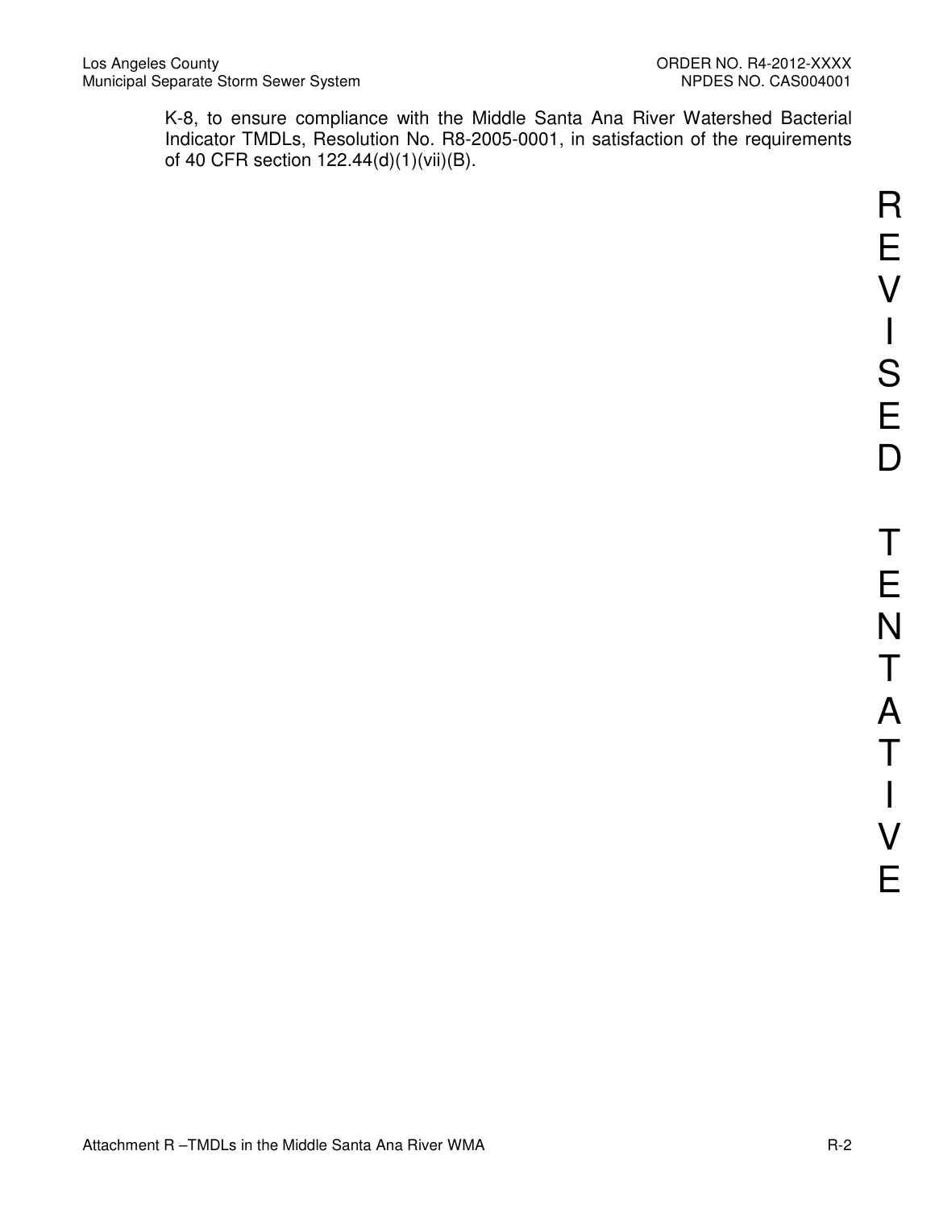K-8, to ensure compliance with the Middle Santa Ana River Watershed Bacterial Indicator TMDLs, Resolution No. R8-2005-0001, in satisfaction of the requirements of 40 CFR section 122.44(d)(1)(vii)(B).

REVISED TENTATIVE